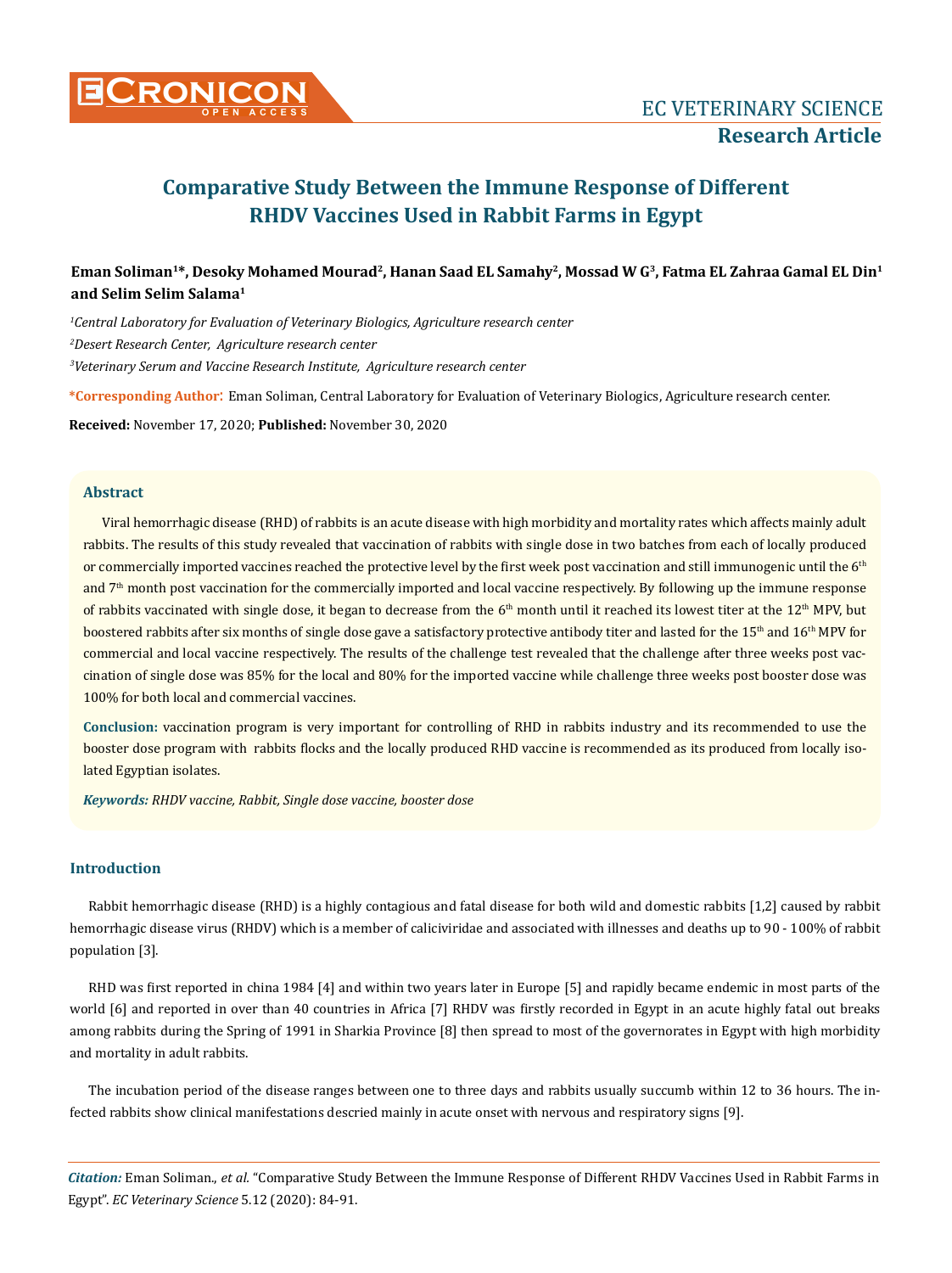# Comparative Study Between the Immune Response of Different RHDV Vaccines Used in Rabbit Farms in Egypt

**Eman Soliman[1]*, Desoky Mohamed Mourad[2], Hanan Saad EL Samahy[2], Mossad W G[3], Fatma EL Zahraa Gamal EL Din[1] and Selim Selim Salama[1]**

*[1]Central Laboratory for Evaluation of Veterinary Biologics, Agriculture research center*

*[2]Desert Research Center, Agriculture research center*

*[3]Veterinary Serum and Vaccine Research Institute, Agriculture research center*

**\*Corresponding Author:** Eman Soliman, Central Laboratory for Evaluation of Veterinary Biologics, Agriculture research center.

**Received:** November 17, 2020; **Published:** November 30, 2020

## Abstract

Viral hemorrhagic disease (RHD) of rabbits is an acute disease with high morbidity and mortality rates which affects mainly adult rabbits. The results of this study revealed that vaccination of rabbits with single dose in two batches from each of locally produced or commercially imported vaccines reached the protective level by the first week post vaccination and still immunogenic until the 6th and 7th month post vaccination for the commercially imported and local vaccine respectively. By following up the immune response of rabbits vaccinated with single dose, it began to decrease from the 6th month until it reached its lowest titer at the 12th MPV, but boostered rabbits after six months of single dose gave a satisfactory protective antibody titer and lasted for the 15th and 16th MPV for commercial and local vaccine respectively. The results of the challenge test revealed that the challenge after three weeks post vaccination of single dose was 85% for the local and 80% for the imported vaccine while challenge three weeks post booster dose was 100% for both local and commercial vaccines.

**Conclusion:** vaccination program is very important for controlling of RHD in rabbits industry and its recommended to use the booster dose program with rabbits flocks and the locally produced RHD vaccine is recommended as its produced from locally isolated Egyptian isolates.

***Keywords:*** *RHDV vaccine, Rabbit, Single dose vaccine, booster dose*

## Introduction

Rabbit hemorrhagic disease (RHD) is a highly contagious and fatal disease for both wild and domestic rabbits [1,2] caused by rabbit hemorrhagic disease virus (RHDV) which is a member of caliciviridae and associated with illnesses and deaths up to 90 - 100% of rabbit population [3].

RHD was first reported in china 1984 [4] and within two years later in Europe [5] and rapidly became endemic in most parts of the world [6] and reported in over than 40 countries in Africa [7] RHDV was firstly recorded in Egypt in an acute highly fatal out breaks among rabbits during the Spring of 1991 in Sharkia Province [8] then spread to most of the governorates in Egypt with high morbidity and mortality in adult rabbits.

The incubation period of the disease ranges between one to three days and rabbits usually succumb within 12 to 36 hours. The infected rabbits show clinical manifestations descried mainly in acute onset with nervous and respiratory signs [9].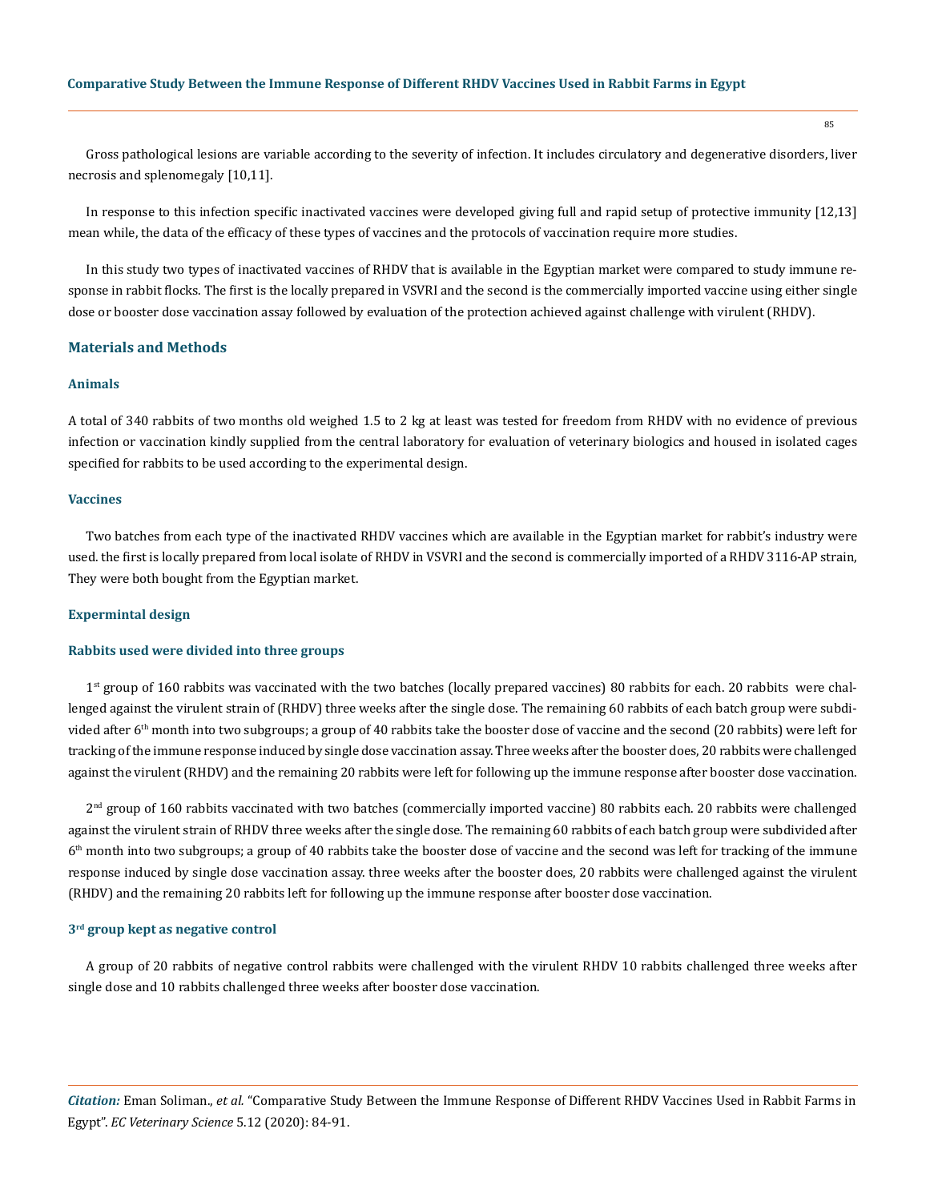Gross pathological lesions are variable according to the severity of infection. It includes circulatory and degenerative disorders, liver necrosis and splenomegaly [10,11].

In response to this infection specific inactivated vaccines were developed giving full and rapid setup of protective immunity [12,13] mean while, the data of the efficacy of these types of vaccines and the protocols of vaccination require more studies.

In this study two types of inactivated vaccines of RHDV that is available in the Egyptian market were compared to study immune response in rabbit flocks. The first is the locally prepared in VSVRI and the second is the commercially imported vaccine using either single dose or booster dose vaccination assay followed by evaluation of the protection achieved against challenge with virulent (RHDV).

## Materials and Methods

### Animals

A total of 340 rabbits of two months old weighed 1.5 to 2 kg at least was tested for freedom from RHDV with no evidence of previous infection or vaccination kindly supplied from the central laboratory for evaluation of veterinary biologics and housed in isolated cages specified for rabbits to be used according to the experimental design.

### Vaccines

Two batches from each type of the inactivated RHDV vaccines which are available in the Egyptian market for rabbit's industry were used. the first is locally prepared from local isolate of RHDV in VSVRI and the second is commercially imported of a RHDV 3116-AP strain, They were both bought from the Egyptian market.

### Expermintal design

### Rabbits used were divided into three groups

1st group of 160 rabbits was vaccinated with the two batches (locally prepared vaccines) 80 rabbits for each. 20 rabbits were challenged against the virulent strain of (RHDV) three weeks after the single dose. The remaining 60 rabbits of each batch group were subdivided after 6th month into two subgroups; a group of 40 rabbits take the booster dose of vaccine and the second (20 rabbits) were left for tracking of the immune response induced by single dose vaccination assay. Three weeks after the booster does, 20 rabbits were challenged against the virulent (RHDV) and the remaining 20 rabbits were left for following up the immune response after booster dose vaccination.

2nd group of 160 rabbits vaccinated with two batches (commercially imported vaccine) 80 rabbits each. 20 rabbits were challenged against the virulent strain of RHDV three weeks after the single dose. The remaining 60 rabbits of each batch group were subdivided after 6th month into two subgroups; a group of 40 rabbits take the booster dose of vaccine and the second was left for tracking of the immune response induced by single dose vaccination assay. three weeks after the booster does, 20 rabbits were challenged against the virulent (RHDV) and the remaining 20 rabbits left for following up the immune response after booster dose vaccination.

### 3rd group kept as negative control

A group of 20 rabbits of negative control rabbits were challenged with the virulent RHDV 10 rabbits challenged three weeks after single dose and 10 rabbits challenged three weeks after booster dose vaccination.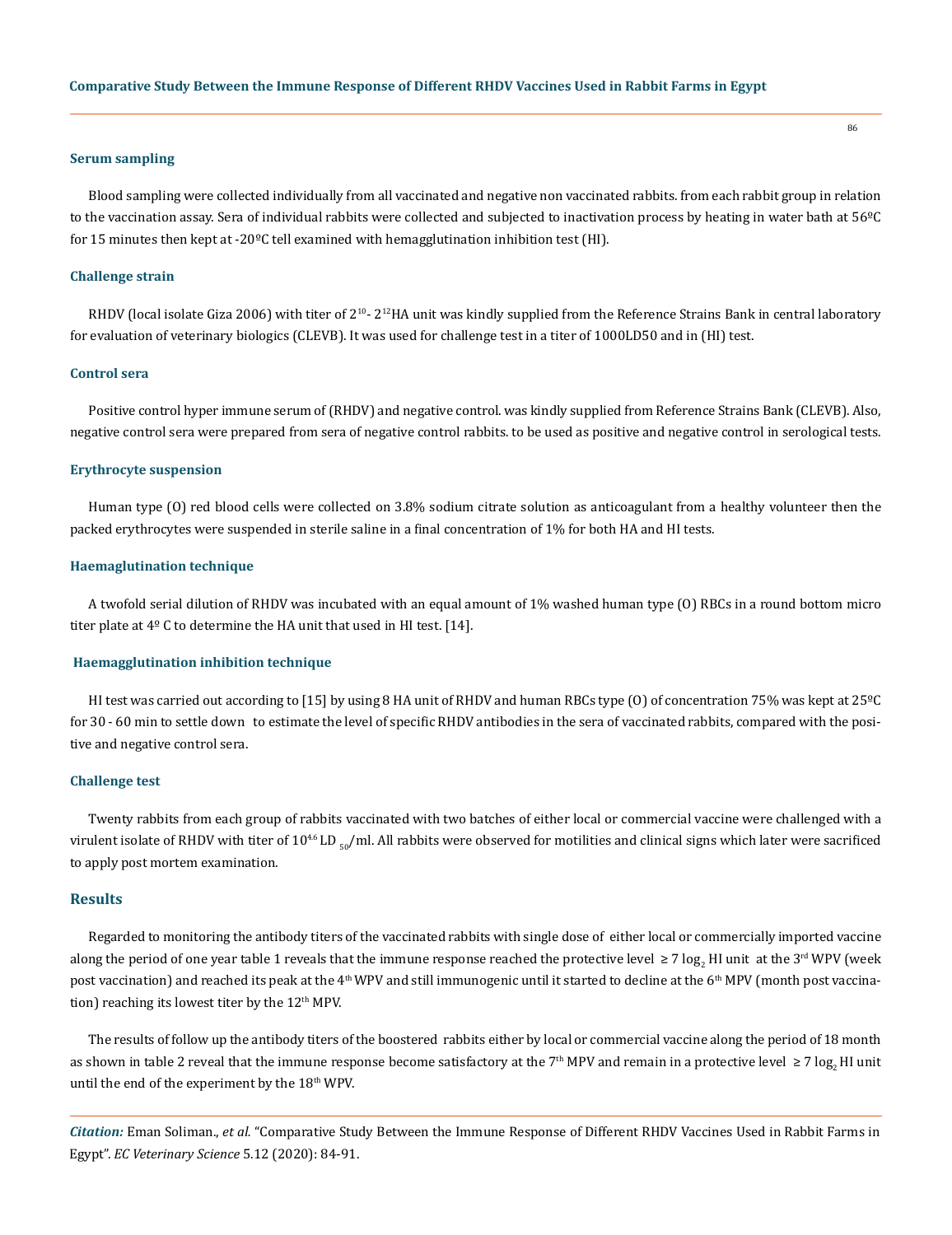### Serum sampling

Blood sampling were collected individually from all vaccinated and negative non vaccinated rabbits. from each rabbit group in relation to the vaccination assay. Sera of individual rabbits were collected and subjected to inactivation process by heating in water bath at 56ºC for 15 minutes then kept at -20ºC tell examined with hemagglutination inhibition test (HI).

### Challenge strain

RHDV (local isolate Giza 2006) with titer of $2^{10}$- $2^{12}$HA unit was kindly supplied from the Reference Strains Bank in central laboratory for evaluation of veterinary biologics (CLEVB). It was used for challenge test in a titer of 1000LD50 and in (HI) test.

### Control sera

Positive control hyper immune serum of (RHDV) and negative control. was kindly supplied from Reference Strains Bank (CLEVB). Also, negative control sera were prepared from sera of negative control rabbits. to be used as positive and negative control in serological tests.

### Erythrocyte suspension

Human type (O) red blood cells were collected on 3.8% sodium citrate solution as anticoagulant from a healthy volunteer then the packed erythrocytes were suspended in sterile saline in a final concentration of 1% for both HA and HI tests.

### Haemaglutination technique

A twofold serial dilution of RHDV was incubated with an equal amount of 1% washed human type (O) RBCs in a round bottom micro titer plate at 4º C to determine the HA unit that used in HI test. [14].

### Haemagglutination inhibition technique

HI test was carried out according to [15] by using 8 HA unit of RHDV and human RBCs type (O) of concentration 75% was kept at 25ºC for 30 - 60 min to settle down to estimate the level of specific RHDV antibodies in the sera of vaccinated rabbits, compared with the positive and negative control sera.

### Challenge test

Twenty rabbits from each group of rabbits vaccinated with two batches of either local or commercial vaccine were challenged with a virulent isolate of RHDV with titer of $10^{4.6}$ $LD_{50}$/ml. All rabbits were observed for motilities and clinical signs which later were sacrificed to apply post mortem examination.

## Results

Regarded to monitoring the antibody titers of the vaccinated rabbits with single dose of either local or commercially imported vaccine along the period of one year table 1 reveals that the immune response reached the protective level ≥ 7 $\log_2$ HI unit at the 3rd WPV (week post vaccination) and reached its peak at the 4th WPV and still immunogenic until it started to decline at the 6th MPV (month post vaccination) reaching its lowest titer by the 12th MPV.

The results of follow up the antibody titers of the boostered rabbits either by local or commercial vaccine along the period of 18 month as shown in table 2 reveal that the immune response become satisfactory at the 7th MPV and remain in a protective level ≥ 7 $\log_2$ HI unit until the end of the experiment by the 18th WPV.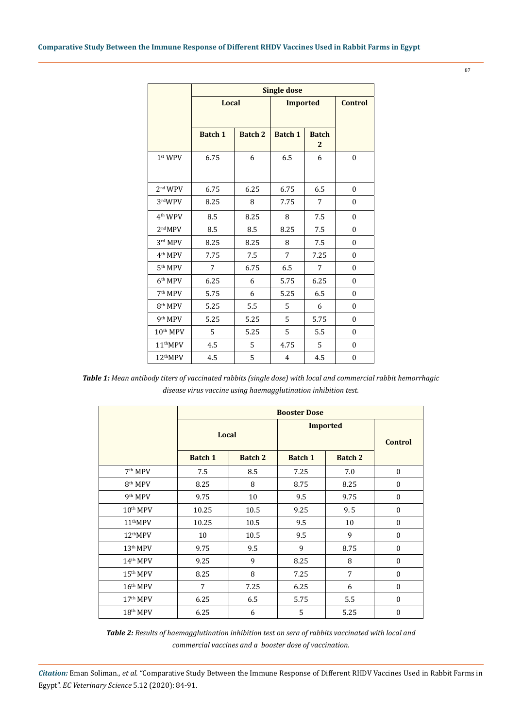| | Single dose | | | | |
|---|---|---|---|---|---|
| | Local | | Imported | | Control |
| | Batch 1 | Batch 2 | Batch 1 | Batch 2 | |
| 1st WPV | 6.75 | 6 | 6.5 | 6 | 0 |
| 2nd WPV | 6.75 | 6.25 | 6.75 | 6.5 | 0 |
| 3rd WPV | 8.25 | 8 | 7.75 | 7 | 0 |
| 4th WPV | 8.5 | 8.25 | 8 | 7.5 | 0 |
| 2nd MPV | 8.5 | 8.5 | 8.25 | 7.5 | 0 |
| 3rd MPV | 8.25 | 8.25 | 8 | 7.5 | 0 |
| 4th MPV | 7.75 | 7.5 | 7 | 7.25 | 0 |
| 5th MPV | 7 | 6.75 | 6.5 | 7 | 0 |
| 6th MPV | 6.25 | 6 | 5.75 | 6.25 | 0 |
| 7th MPV | 5.75 | 6 | 5.25 | 6.5 | 0 |
| 8th MPV | 5.25 | 5.5 | 5 | 6 | 0 |
| 9th MPV | 5.25 | 5.25 | 5 | 5.75 | 0 |
| 10th MPV | 5 | 5.25 | 5 | 5.5 | 0 |
| 11th MPV | 4.5 | 5 | 4.75 | 5 | 0 |
| 12th MPV | 4.5 | 5 | 4 | 4.5 | 0 |

***Table 1:*** *Mean antibody titers of vaccinated rabbits (single dose) with local and commercial rabbit hemorrhagic disease virus vaccine using haemagglutination inhibition test.*

| | Booster Dose | | | | |
|---|---|---|---|---|---|
| | Local | | Imported | | Control |
| | Batch 1 | Batch 2 | Batch 1 | Batch 2 | |
| 7th MPV | 7.5 | 8.5 | 7.25 | 7.0 | 0 |
| 8th MPV | 8.25 | 8 | 8.75 | 8.25 | 0 |
| 9th MPV | 9.75 | 10 | 9.5 | 9.75 | 0 |
| 10th MPV | 10.25 | 10.5 | 9.25 | 9.5 | 0 |
| 11th MPV | 10.25 | 10.5 | 9.5 | 10 | 0 |
| 12th MPV | 10 | 10.5 | 9.5 | 9 | 0 |
| 13th MPV | 9.75 | 9.5 | 9 | 8.75 | 0 |
| 14th MPV | 9.25 | 9 | 8.25 | 8 | 0 |
| 15th MPV | 8.25 | 8 | 7.25 | 7 | 0 |
| 16th MPV | 7 | 7.25 | 6.25 | 6 | 0 |
| 17th MPV | 6.25 | 6.5 | 5.75 | 5.5 | 0 |
| 18th MPV | 6.25 | 6 | 5 | 5.25 | 0 |

***Table 2:*** *Results of haemagglutination inhibition test on sera of rabbits vaccinated with local and commercial vaccines and a booster dose of vaccination.*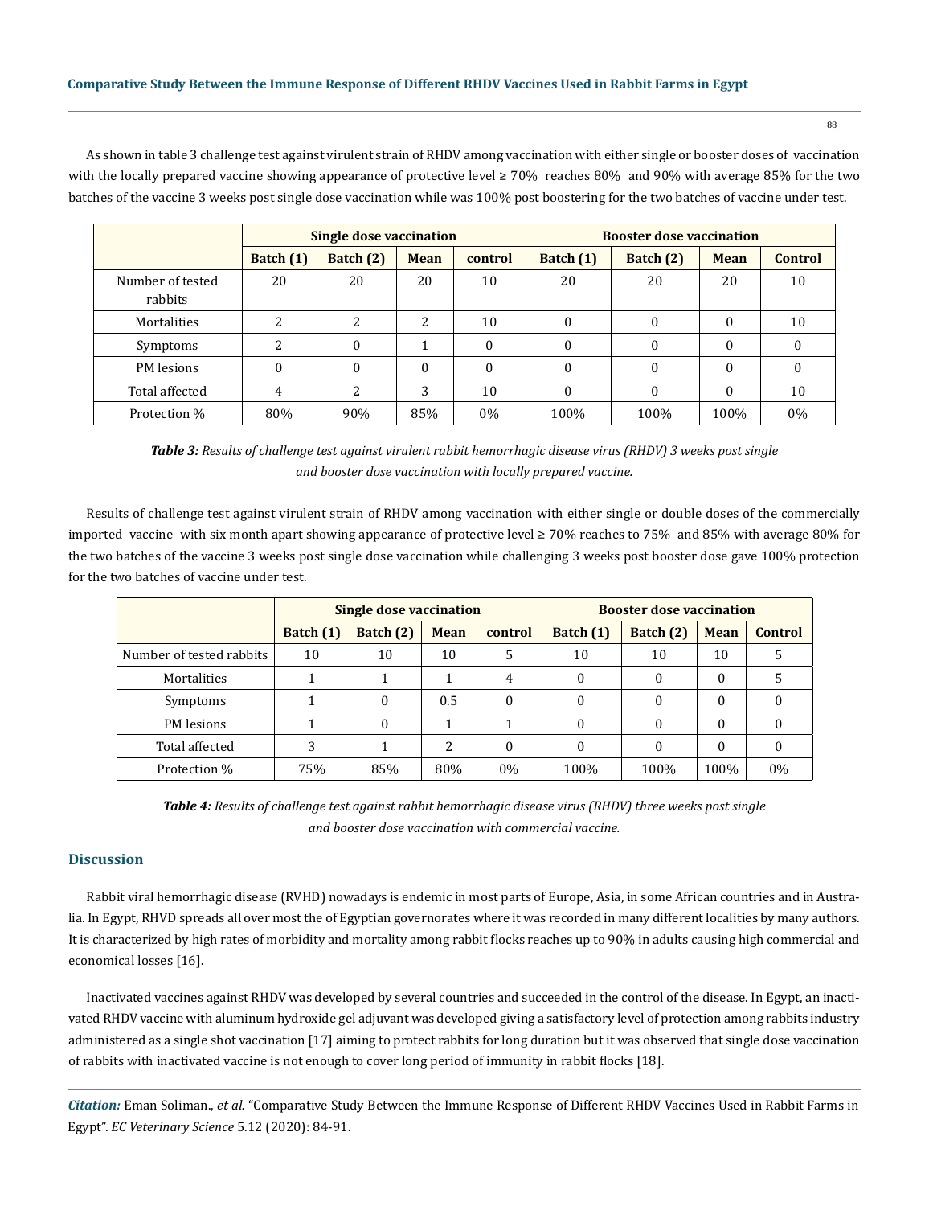As shown in table 3 challenge test against virulent strain of RHDV among vaccination with either single or booster doses of vaccination with the locally prepared vaccine showing appearance of protective level ≥ 70% reaches 80% and 90% with average 85% for the two batches of the vaccine 3 weeks post single dose vaccination while was 100% post boostering for the two batches of vaccine under test.

| | Single dose vaccination | | | | Booster dose vaccination | | | |
|---|---|---|---|---|---|---|---|---|
| | Batch (1) | Batch (2) | Mean | control | Batch (1) | Batch (2) | Mean | Control |
| Number of tested rabbits | 20 | 20 | 20 | 10 | 20 | 20 | 20 | 10 |
| Mortalities | 2 | 2 | 2 | 10 | 0 | 0 | 0 | 10 |
| Symptoms | 2 | 0 | 1 | 0 | 0 | 0 | 0 | 0 |
| PM lesions | 0 | 0 | 0 | 0 | 0 | 0 | 0 | 0 |
| Total affected | 4 | 2 | 3 | 10 | 0 | 0 | 0 | 10 |
| Protection % | 80% | 90% | 85% | 0% | 100% | 100% | 100% | 0% |

***Table 3:*** *Results of challenge test against virulent rabbit hemorrhagic disease virus (RHDV) 3 weeks post single and booster dose vaccination with locally prepared vaccine.*

Results of challenge test against virulent strain of RHDV among vaccination with either single or double doses of the commercially imported vaccine with six month apart showing appearance of protective level ≥ 70% reaches to 75% and 85% with average 80% for the two batches of the vaccine 3 weeks post single dose vaccination while challenging 3 weeks post booster dose gave 100% protection for the two batches of vaccine under test.

| | Single dose vaccination | | | | Booster dose vaccination | | | |
|---|---|---|---|---|---|---|---|---|
| | Batch (1) | Batch (2) | Mean | control | Batch (1) | Batch (2) | Mean | Control |
| Number of tested rabbits | 10 | 10 | 10 | 5 | 10 | 10 | 10 | 5 |
| Mortalities | 1 | 1 | 1 | 4 | 0 | 0 | 0 | 5 |
| Symptoms | 1 | 0 | 0.5 | 0 | 0 | 0 | 0 | 0 |
| PM lesions | 1 | 0 | 1 | 1 | 0 | 0 | 0 | 0 |
| Total affected | 3 | 1 | 2 | 0 | 0 | 0 | 0 | 0 |
| Protection % | 75% | 85% | 80% | 0% | 100% | 100% | 100% | 0% |

***Table 4:*** *Results of challenge test against rabbit hemorrhagic disease virus (RHDV) three weeks post single and booster dose vaccination with commercial vaccine.*

## Discussion

Rabbit viral hemorrhagic disease (RVHD) nowadays is endemic in most parts of Europe, Asia, in some African countries and in Australia. In Egypt, RHVD spreads all over most the of Egyptian governorates where it was recorded in many different localities by many authors. It is characterized by high rates of morbidity and mortality among rabbit flocks reaches up to 90% in adults causing high commercial and economical losses [16].

Inactivated vaccines against RHDV was developed by several countries and succeeded in the control of the disease. In Egypt, an inactivated RHDV vaccine with aluminum hydroxide gel adjuvant was developed giving a satisfactory level of protection among rabbits industry administered as a single shot vaccination [17] aiming to protect rabbits for long duration but it was observed that single dose vaccination of rabbits with inactivated vaccine is not enough to cover long period of immunity in rabbit flocks [18].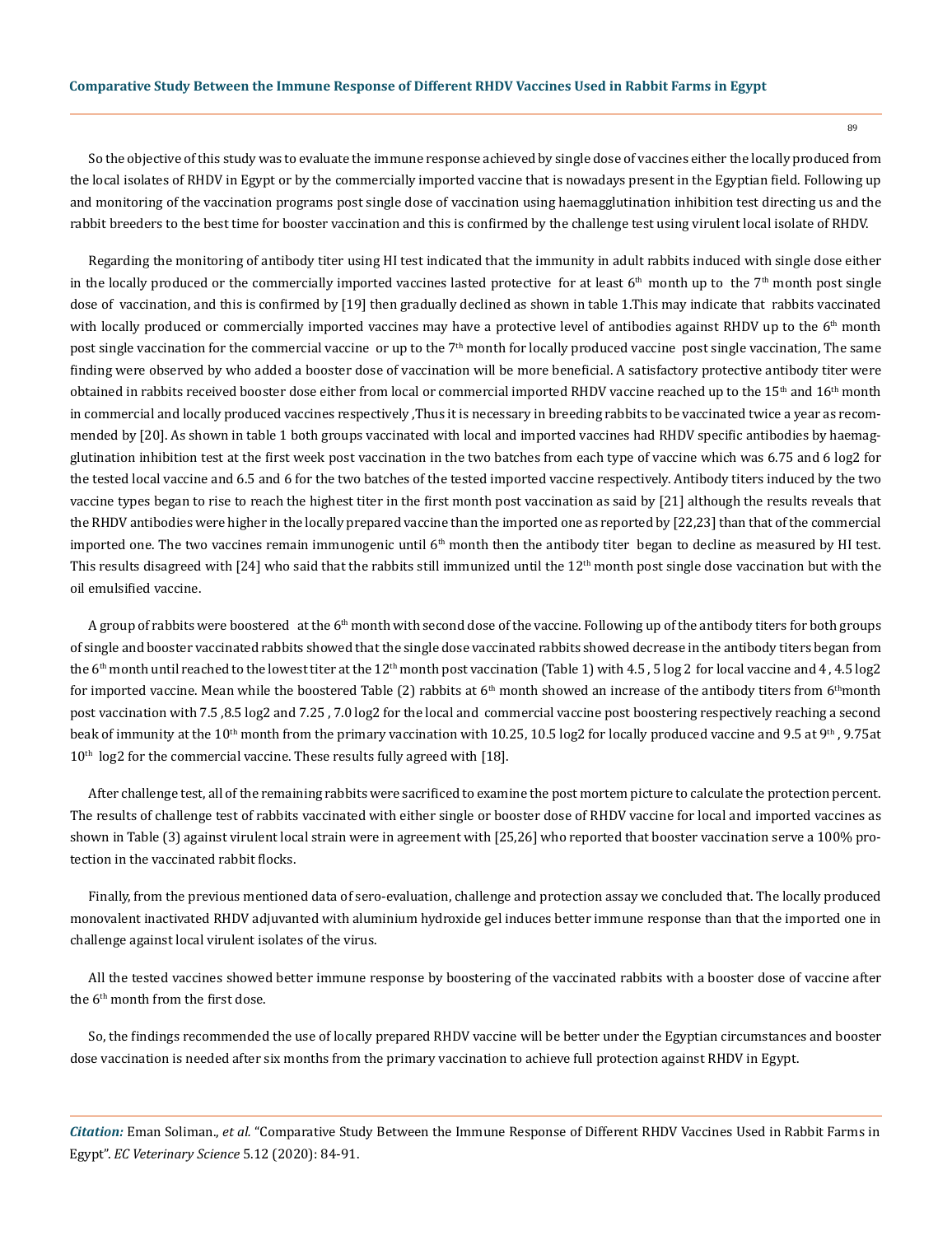So the objective of this study was to evaluate the immune response achieved by single dose of vaccines either the locally produced from the local isolates of RHDV in Egypt or by the commercially imported vaccine that is nowadays present in the Egyptian field. Following up and monitoring of the vaccination programs post single dose of vaccination using haemagglutination inhibition test directing us and the rabbit breeders to the best time for booster vaccination and this is confirmed by the challenge test using virulent local isolate of RHDV.

Regarding the monitoring of antibody titer using HI test indicated that the immunity in adult rabbits induced with single dose either in the locally produced or the commercially imported vaccines lasted protective for at least 6th month up to the 7th month post single dose of vaccination, and this is confirmed by [19] then gradually declined as shown in table 1.This may indicate that rabbits vaccinated with locally produced or commercially imported vaccines may have a protective level of antibodies against RHDV up to the 6th month post single vaccination for the commercial vaccine or up to the 7th month for locally produced vaccine post single vaccination, The same finding were observed by who added a booster dose of vaccination will be more beneficial. A satisfactory protective antibody titer were obtained in rabbits received booster dose either from local or commercial imported RHDV vaccine reached up to the 15th and 16th month in commercial and locally produced vaccines respectively ,Thus it is necessary in breeding rabbits to be vaccinated twice a year as recommended by [20]. As shown in table 1 both groups vaccinated with local and imported vaccines had RHDV specific antibodies by haemagglutination inhibition test at the first week post vaccination in the two batches from each type of vaccine which was 6.75 and 6 log2 for the tested local vaccine and 6.5 and 6 for the two batches of the tested imported vaccine respectively. Antibody titers induced by the two vaccine types began to rise to reach the highest titer in the first month post vaccination as said by [21] although the results reveals that the RHDV antibodies were higher in the locally prepared vaccine than the imported one as reported by [22,23] than that of the commercial imported one. The two vaccines remain immunogenic until 6th month then the antibody titer began to decline as measured by HI test. This results disagreed with [24] who said that the rabbits still immunized until the 12th month post single dose vaccination but with the oil emulsified vaccine.

A group of rabbits were boostered at the 6th month with second dose of the vaccine. Following up of the antibody titers for both groups of single and booster vaccinated rabbits showed that the single dose vaccinated rabbits showed decrease in the antibody titers began from the 6th month until reached to the lowest titer at the 12th month post vaccination (Table 1) with 4.5 , 5 log 2 for local vaccine and 4 , 4.5 log2 for imported vaccine. Mean while the boostered Table (2) rabbits at 6th month showed an increase of the antibody titers from 6thmonth post vaccination with 7.5 ,8.5 log2 and 7.25 , 7.0 log2 for the local and commercial vaccine post boostering respectively reaching a second beak of immunity at the 10th month from the primary vaccination with 10.25, 10.5 log2 for locally produced vaccine and 9.5 at 9th , 9.75at 10th log2 for the commercial vaccine. These results fully agreed with [18].

After challenge test, all of the remaining rabbits were sacrificed to examine the post mortem picture to calculate the protection percent. The results of challenge test of rabbits vaccinated with either single or booster dose of RHDV vaccine for local and imported vaccines as shown in Table (3) against virulent local strain were in agreement with [25,26] who reported that booster vaccination serve a 100% protection in the vaccinated rabbit flocks.

Finally, from the previous mentioned data of sero-evaluation, challenge and protection assay we concluded that. The locally produced monovalent inactivated RHDV adjuvanted with aluminium hydroxide gel induces better immune response than that the imported one in challenge against local virulent isolates of the virus.

All the tested vaccines showed better immune response by boostering of the vaccinated rabbits with a booster dose of vaccine after the 6th month from the first dose.

So, the findings recommended the use of locally prepared RHDV vaccine will be better under the Egyptian circumstances and booster dose vaccination is needed after six months from the primary vaccination to achieve full protection against RHDV in Egypt.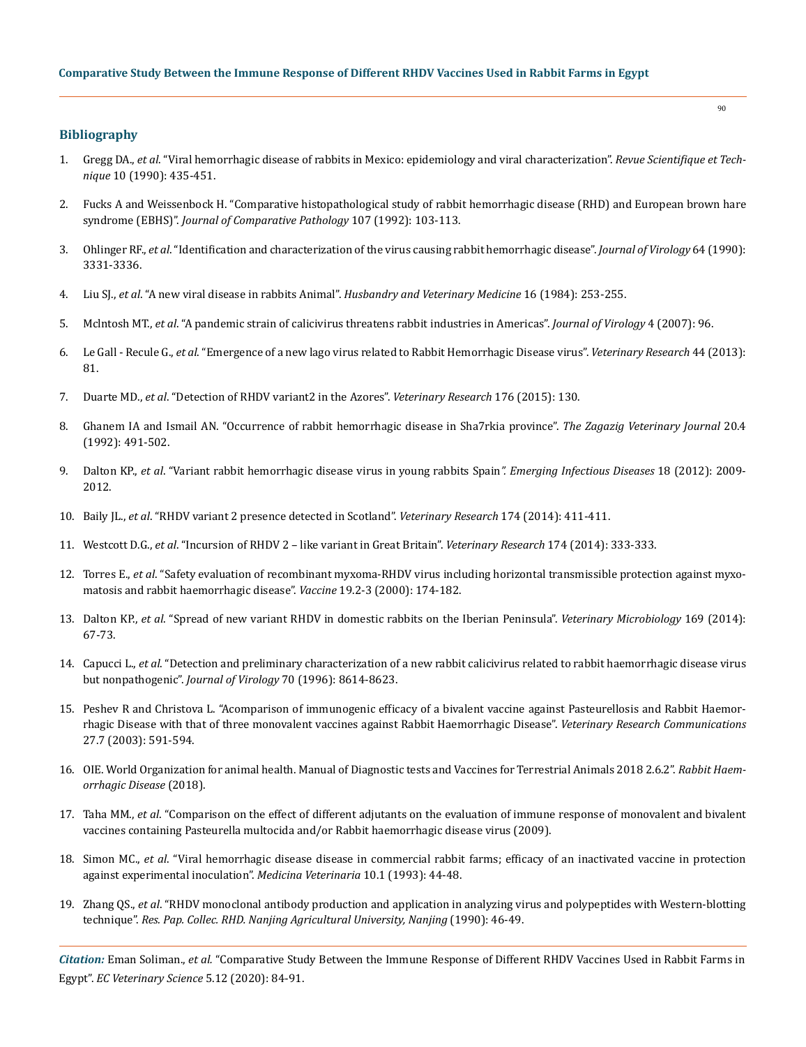## Bibliography

1. Gregg DA., *et al*. "Viral hemorrhagic disease of rabbits in Mexico: epidemiology and viral characterization". *Revue Scientifique et Technique* 10 (1990): 435-451.

2. Fucks A and Weissenbock H. "Comparative histopathological study of rabbit hemorrhagic disease (RHD) and European brown hare syndrome (EBHS)". *Journal of Comparative Pathology* 107 (1992): 103-113.

3. Ohlinger RF., *et al*. "Identification and characterization of the virus causing rabbit hemorrhagic disease". *Journal of Virology* 64 (1990): 3331-3336.

4. Liu SJ., *et al*. "A new viral disease in rabbits Animal". *Husbandry and Veterinary Medicine* 16 (1984): 253-255.

5. Mclntosh MT., *et al*. "A pandemic strain of calicivirus threatens rabbit industries in Americas". *Journal of Virology* 4 (2007): 96.

6. Le Gall - Recule G., *et al*. "Emergence of a new lago virus related to Rabbit Hemorrhagic Disease virus". *Veterinary Research* 44 (2013): 81.

7. Duarte MD., *et al*. "Detection of RHDV variant2 in the Azores". *Veterinary Research* 176 (2015): 130.

8. Ghanem IA and Ismail AN. "Occurrence of rabbit hemorrhagic disease in Sha7rkia province". *The Zagazig Veterinary Journal* 20.4 (1992): 491-502.

9. Dalton KP., *et al*. "Variant rabbit hemorrhagic disease virus in young rabbits Spain". *Emerging Infectious Diseases* 18 (2012): 2009-2012.

10. Baily JL., *et al*. "RHDV variant 2 presence detected in Scotland". *Veterinary Research* 174 (2014): 411-411.

11. Westcott D.G., *et al*. "Incursion of RHDV 2 – like variant in Great Britain". *Veterinary Research* 174 (2014): 333-333.

12. Torres E., *et al*. "Safety evaluation of recombinant myxoma-RHDV virus including horizontal transmissible protection against myxomatosis and rabbit haemorrhagic disease". *Vaccine* 19.2-3 (2000): 174-182.

13. Dalton KP., *et al*. "Spread of new variant RHDV in domestic rabbits on the Iberian Peninsula". *Veterinary Microbiology* 169 (2014): 67-73.

14. Capucci L., *et al*. "Detection and preliminary characterization of a new rabbit calicivirus related to rabbit haemorrhagic disease virus but nonpathogenic". *Journal of Virology* 70 (1996): 8614-8623.

15. Peshev R and Christova L. "Acomparison of immunogenic efficacy of a bivalent vaccine against Pasteurellosis and Rabbit Haemorrhagic Disease with that of three monovalent vaccines against Rabbit Haemorrhagic Disease". *Veterinary Research Communications* 27.7 (2003): 591-594.

16. OIE. World Organization for animal health. Manual of Diagnostic tests and Vaccines for Terrestrial Animals 2018 2.6.2". *Rabbit Haemorrhagic Disease* (2018).

17. Taha MM., *et al*. "Comparison on the effect of different adjutants on the evaluation of immune response of monovalent and bivalent vaccines containing Pasteurella multocida and/or Rabbit haemorrhagic disease virus (2009).

18. Simon MC., *et al*. "Viral hemorrhagic disease disease in commercial rabbit farms; efficacy of an inactivated vaccine in protection against experimental inoculation". *Medicina Veterinaria* 10.1 (1993): 44-48.

19. Zhang QS., *et al*. "RHDV monoclonal antibody production and application in analyzing virus and polypeptides with Western-blotting technique". *Res. Pap. Collec. RHD. Nanjing Agricultural University, Nanjing* (1990): 46-49.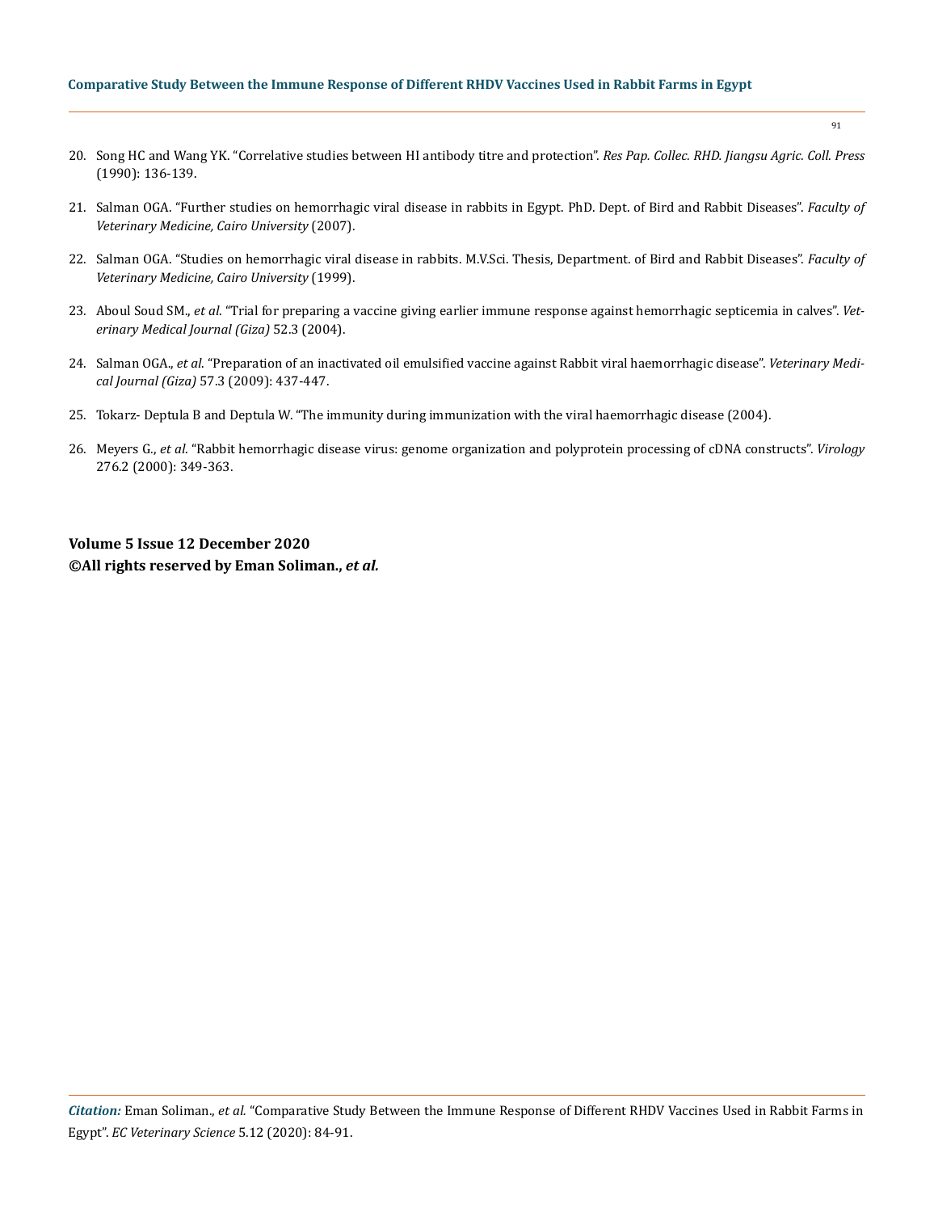20. Song HC and Wang YK. "Correlative studies between HI antibody titre and protection". *Res Pap. Collec. RHD. Jiangsu Agric. Coll. Press* (1990): 136-139.

21. Salman OGA. "Further studies on hemorrhagic viral disease in rabbits in Egypt. PhD. Dept. of Bird and Rabbit Diseases". *Faculty of Veterinary Medicine, Cairo University* (2007).

22. Salman OGA. "Studies on hemorrhagic viral disease in rabbits. M.V.Sci. Thesis, Department. of Bird and Rabbit Diseases". *Faculty of Veterinary Medicine, Cairo University* (1999).

23. Aboul Soud SM., *et al*. "Trial for preparing a vaccine giving earlier immune response against hemorrhagic septicemia in calves". *Veterinary Medical Journal (Giza)* 52.3 (2004).

24. Salman OGA., *et al*. "Preparation of an inactivated oil emulsified vaccine against Rabbit viral haemorrhagic disease". *Veterinary Medical Journal (Giza)* 57.3 (2009): 437-447.

25. Tokarz- Deptula B and Deptula W. "The immunity during immunization with the viral haemorrhagic disease (2004).

26. Meyers G., *et al*. "Rabbit hemorrhagic disease virus: genome organization and polyprotein processing of cDNA constructs". *Virology* 276.2 (2000): 349-363.

**Volume 5 Issue 12 December 2020**
**©All rights reserved by Eman Soliman., *et al.***